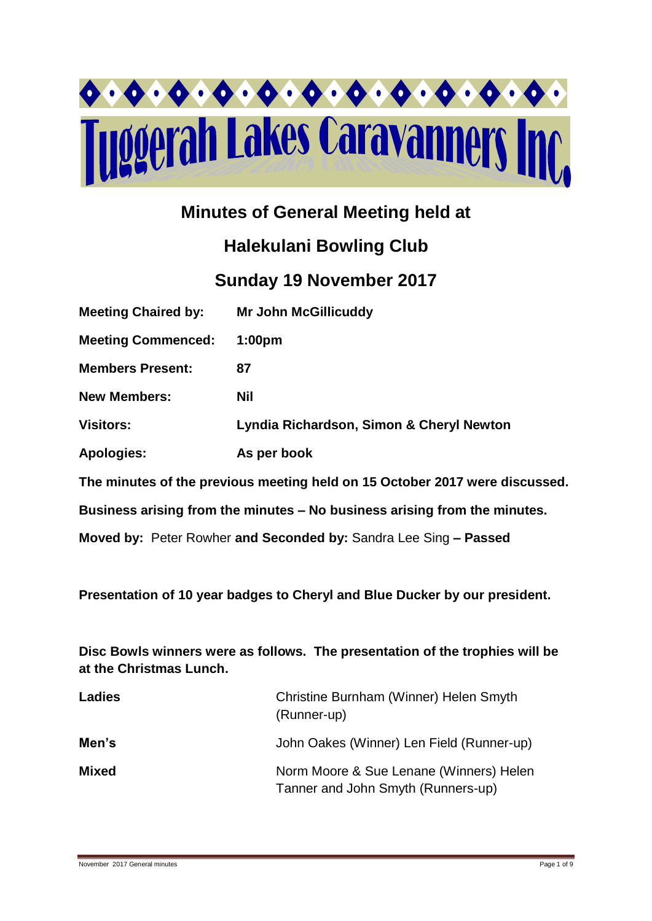# Tuggerah Lakes Caravanners Inc

## Minutes of General Meeting held at

## Halekulani Bowling Club

## Sunday 19 November 2017

| | |
|---|---|
| **Meeting Chaired by:** | **Mr John McGillicuddy** |
| **Meeting Commenced:** | **1:00pm** |
| **Members Present:** | **87** |
| **New Members:** | **Nil** |
| **Visitors:** | **Lyndia Richardson, Simon & Cheryl Newton** |
| **Apologies:** | **As per book** |

**The minutes of the previous meeting held on 15 October 2017 were discussed.**

**Business arising from the minutes – No business arising from the minutes.**

**Moved by:** Peter Rowher **and Seconded by:** Sandra Lee Sing **– Passed**

**Presentation of 10 year badges to Cheryl and Blue Ducker by our president.**

**Disc Bowls winners were as follows. The presentation of the trophies will be at the Christmas Lunch.**

| | |
|---|---|
| **Ladies** | Christine Burnham (Winner) Helen Smyth (Runner-up) |
| **Men's** | John Oakes (Winner) Len Field (Runner-up) |
| **Mixed** | Norm Moore & Sue Lenane (Winners) Helen Tanner and John Smyth (Runners-up) |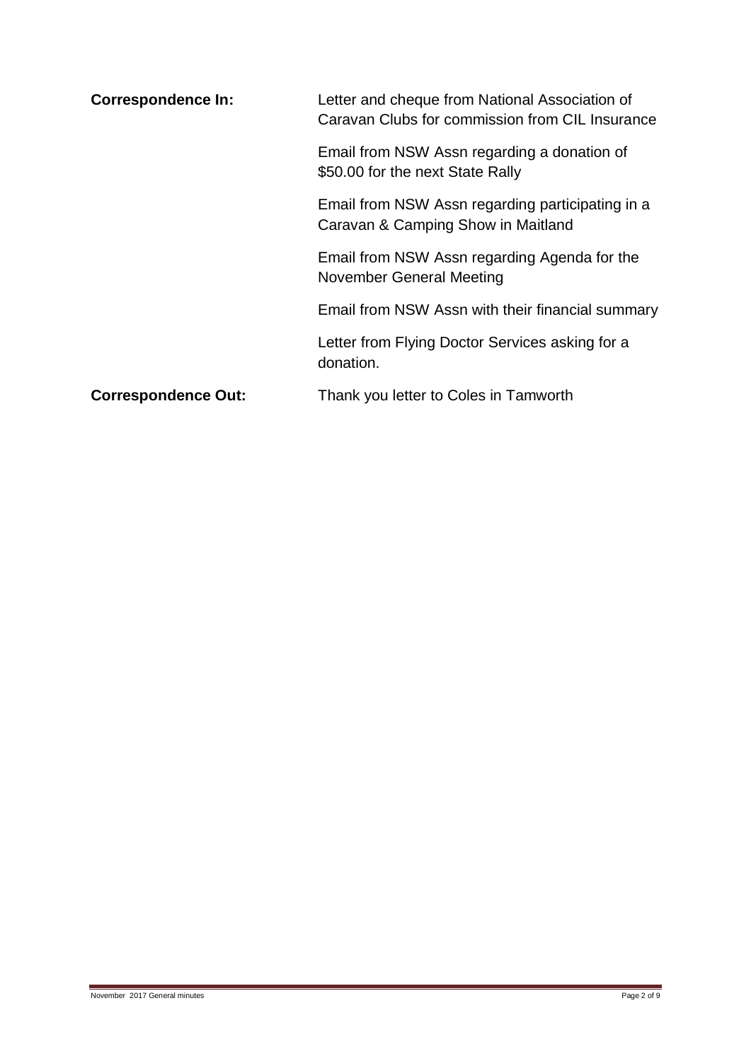**Correspondence In:**

Letter and cheque from National Association of Caravan Clubs for commission from CIL Insurance

Email from NSW Assn regarding a donation of $50.00 for the next State Rally

Email from NSW Assn regarding participating in a Caravan & Camping Show in Maitland

Email from NSW Assn regarding Agenda for the November General Meeting

Email from NSW Assn with their financial summary

Letter from Flying Doctor Services asking for a donation.

**Correspondence Out:**

Thank you letter to Coles in Tamworth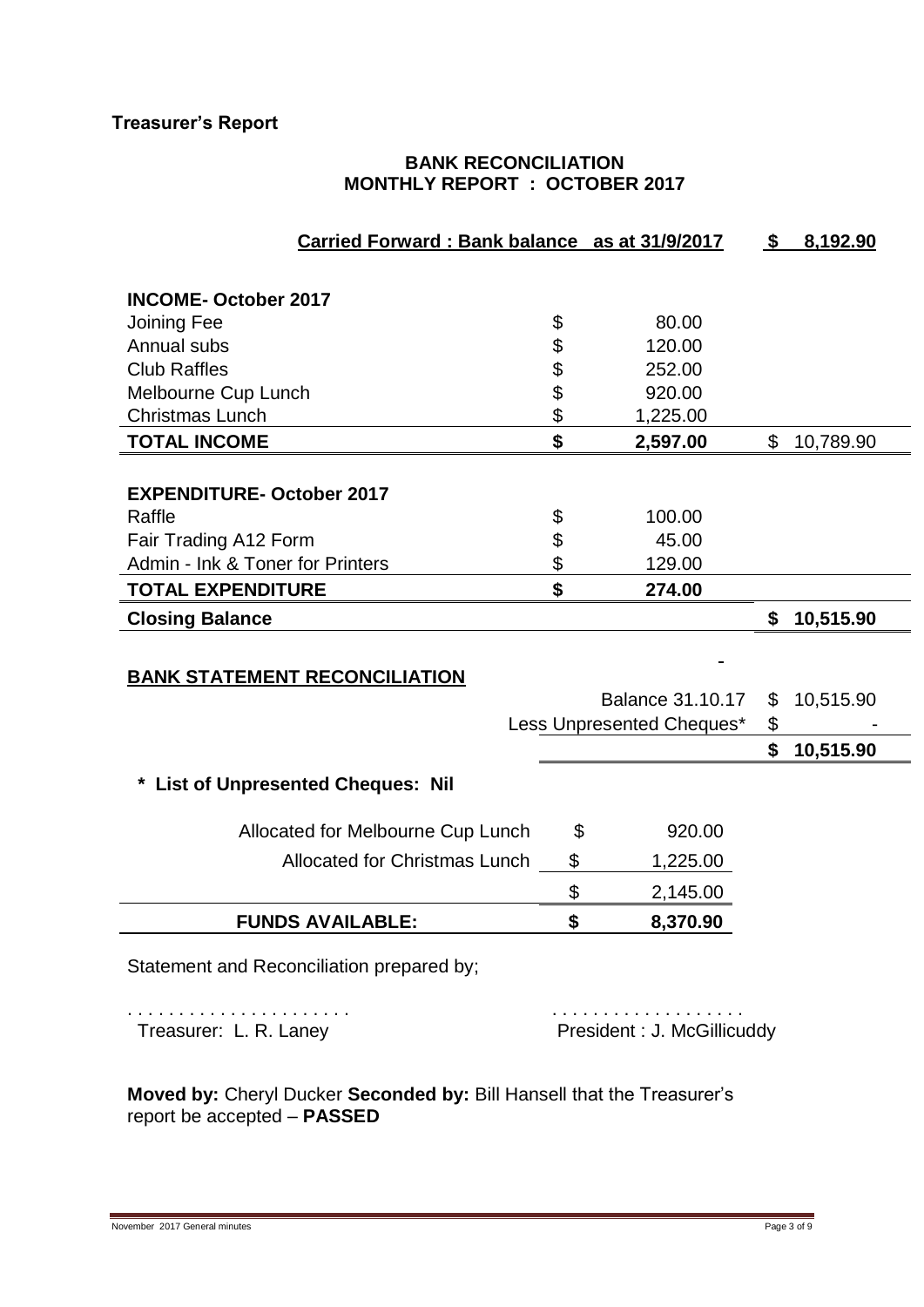**Treasurer's Report**

**BANK RECONCILIATION**
**MONTHLY REPORT : OCTOBER 2017**

| | | | | |
|---|---|---|---|---|
| **Carried Forward : Bank balance as at 31/9/2017** | | | **$** | **8,192.90** |
| | | | | |
| **INCOME- October 2017** | | | | |
| Joining Fee | $ | 80.00 | | |
| Annual subs | $ | 120.00 | | |
| Club Raffles | $ | 252.00 | | |
| Melbourne Cup Lunch | $ | 920.00 | | |
| Christmas Lunch | $ | 1,225.00 | | |
| **TOTAL INCOME** | **$** | **2,597.00** | $ | 10,789.90 |
| | | | | |
| **EXPENDITURE- October 2017** | | | | |
| Raffle | $ | 100.00 | | |
| Fair Trading A12 Form | $ | 45.00 | | |
| Admin - Ink & Toner for Printers | $ | 129.00 | | |
| **TOTAL EXPENDITURE** | **$** | **274.00** | | |
| **Closing Balance** | | | **$** | **10,515.90** |

**BANK STATEMENT RECONCILIATION**

| | | |
|---|---|---|
| Balance 31.10.17 | $ | 10,515.90 |
| Less Unpresented Cheques* | $ | - |
| | **$** | **10,515.90** |

**\* List of Unpresented Cheques: Nil**

| | | |
|---|---|---|
| Allocated for Melbourne Cup Lunch | $ | 920.00 |
| Allocated for Christmas Lunch | $ | 1,225.00 |
| | $ | 2,145.00 |
| **FUNDS AVAILABLE:** | **$** | **8,370.90** |

Statement and Reconciliation prepared by;

. . . . . . . . . . . . . . . . . . . . . .
Treasurer: L. R. Laney

. . . . . . . . . . . . . . . . . . .
President : J. McGillicuddy

**Moved by:** Cheryl Ducker **Seconded by:** Bill Hansell that the Treasurer's report be accepted – **PASSED**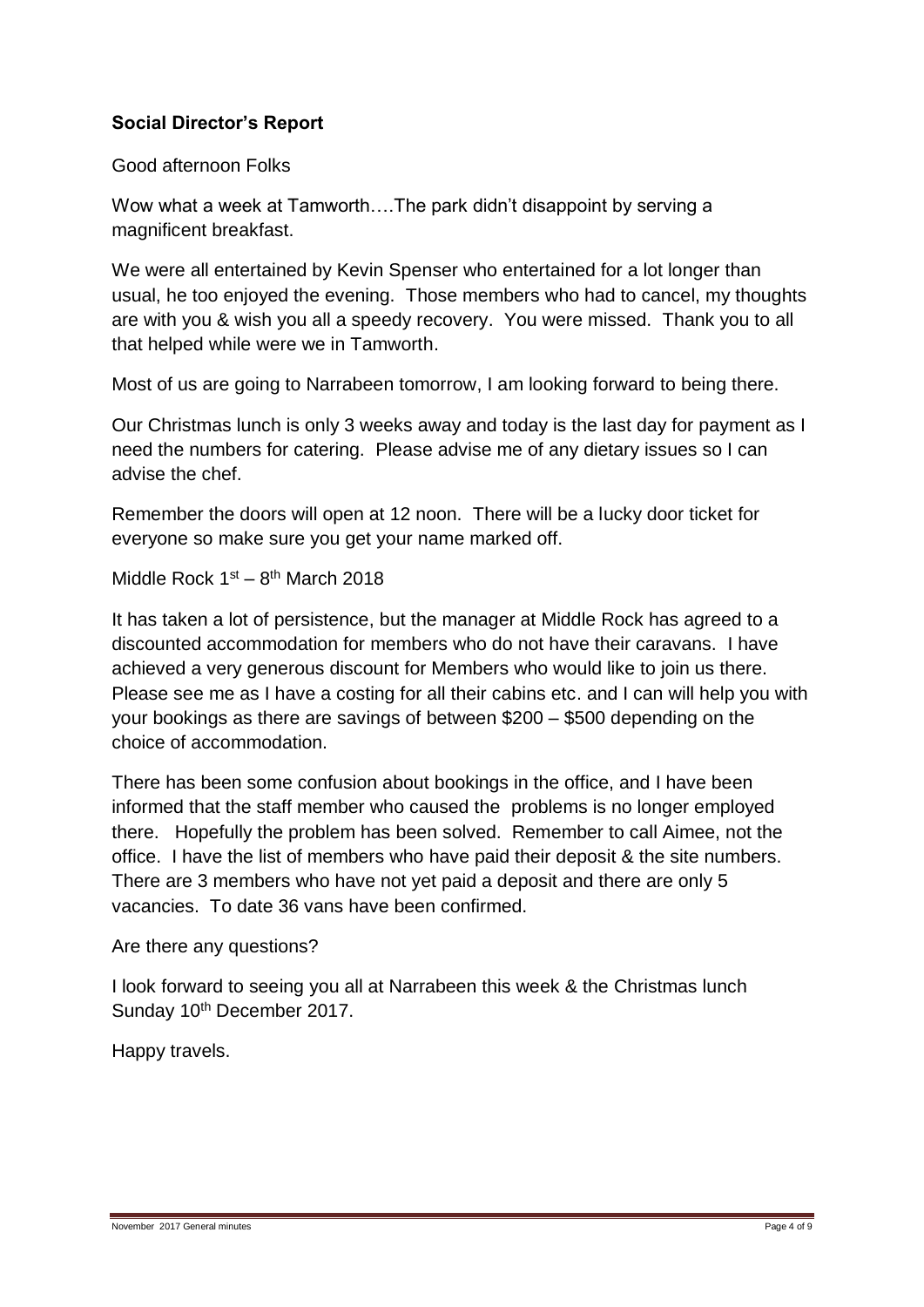**Social Director's Report**

Good afternoon Folks

Wow what a week at Tamworth….The park didn't disappoint by serving a magnificent breakfast.

We were all entertained by Kevin Spenser who entertained for a lot longer than usual, he too enjoyed the evening. Those members who had to cancel, my thoughts are with you & wish you all a speedy recovery. You were missed. Thank you to all that helped while were we in Tamworth.

Most of us are going to Narrabeen tomorrow, I am looking forward to being there.

Our Christmas lunch is only 3 weeks away and today is the last day for payment as I need the numbers for catering. Please advise me of any dietary issues so I can advise the chef.

Remember the doors will open at 12 noon. There will be a lucky door ticket for everyone so make sure you get your name marked off.

Middle Rock 1st – 8th March 2018

It has taken a lot of persistence, but the manager at Middle Rock has agreed to a discounted accommodation for members who do not have their caravans. I have achieved a very generous discount for Members who would like to join us there. Please see me as I have a costing for all their cabins etc. and I can will help you with your bookings as there are savings of between $200 – $500 depending on the choice of accommodation.

There has been some confusion about bookings in the office, and I have been informed that the staff member who caused the problems is no longer employed there. Hopefully the problem has been solved. Remember to call Aimee, not the office. I have the list of members who have paid their deposit & the site numbers. There are 3 members who have not yet paid a deposit and there are only 5 vacancies. To date 36 vans have been confirmed.

Are there any questions?

I look forward to seeing you all at Narrabeen this week & the Christmas lunch Sunday 10th December 2017.

Happy travels.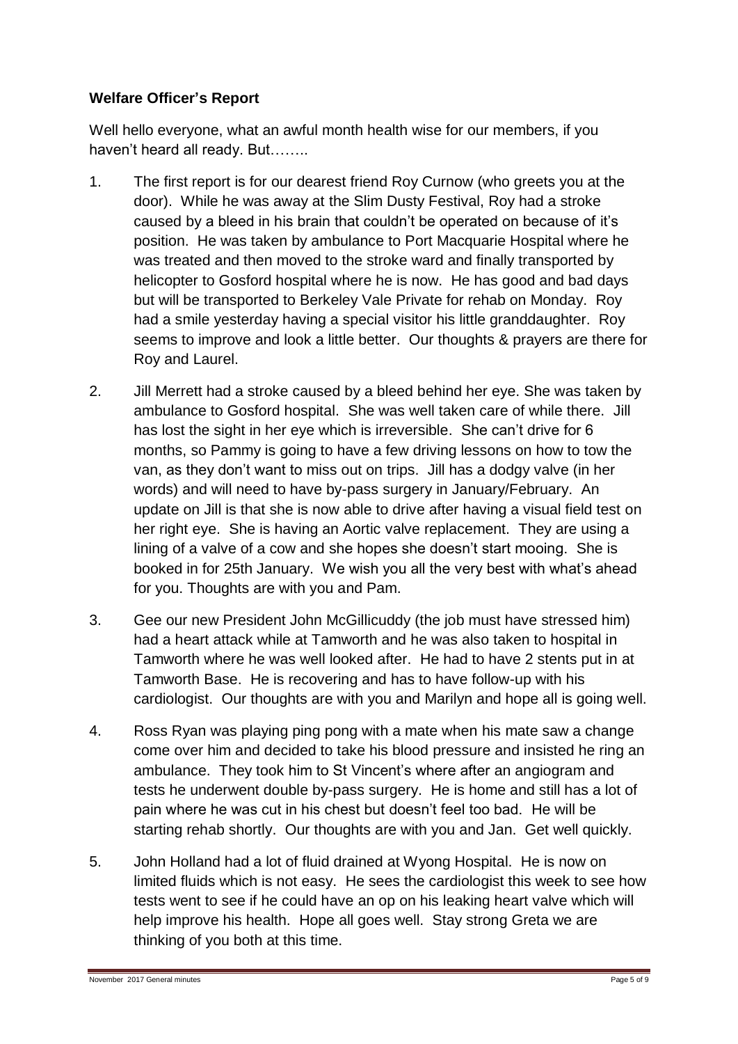**Welfare Officer's Report**

Well hello everyone, what an awful month health wise for our members, if you haven't heard all ready. But……..

1. The first report is for our dearest friend Roy Curnow (who greets you at the door). While he was away at the Slim Dusty Festival, Roy had a stroke caused by a bleed in his brain that couldn't be operated on because of it's position. He was taken by ambulance to Port Macquarie Hospital where he was treated and then moved to the stroke ward and finally transported by helicopter to Gosford hospital where he is now. He has good and bad days but will be transported to Berkeley Vale Private for rehab on Monday. Roy had a smile yesterday having a special visitor his little granddaughter. Roy seems to improve and look a little better. Our thoughts & prayers are there for Roy and Laurel.

2. Jill Merrett had a stroke caused by a bleed behind her eye. She was taken by ambulance to Gosford hospital. She was well taken care of while there. Jill has lost the sight in her eye which is irreversible. She can't drive for 6 months, so Pammy is going to have a few driving lessons on how to tow the van, as they don't want to miss out on trips. Jill has a dodgy valve (in her words) and will need to have by-pass surgery in January/February. An update on Jill is that she is now able to drive after having a visual field test on her right eye. She is having an Aortic valve replacement. They are using a lining of a valve of a cow and she hopes she doesn't start mooing. She is booked in for 25th January. We wish you all the very best with what's ahead for you. Thoughts are with you and Pam.

3. Gee our new President John McGillicuddy (the job must have stressed him) had a heart attack while at Tamworth and he was also taken to hospital in Tamworth where he was well looked after. He had to have 2 stents put in at Tamworth Base. He is recovering and has to have follow-up with his cardiologist. Our thoughts are with you and Marilyn and hope all is going well.

4. Ross Ryan was playing ping pong with a mate when his mate saw a change come over him and decided to take his blood pressure and insisted he ring an ambulance. They took him to St Vincent's where after an angiogram and tests he underwent double by-pass surgery. He is home and still has a lot of pain where he was cut in his chest but doesn't feel too bad. He will be starting rehab shortly. Our thoughts are with you and Jan. Get well quickly.

5. John Holland had a lot of fluid drained at Wyong Hospital. He is now on limited fluids which is not easy. He sees the cardiologist this week to see how tests went to see if he could have an op on his leaking heart valve which will help improve his health. Hope all goes well. Stay strong Greta we are thinking of you both at this time.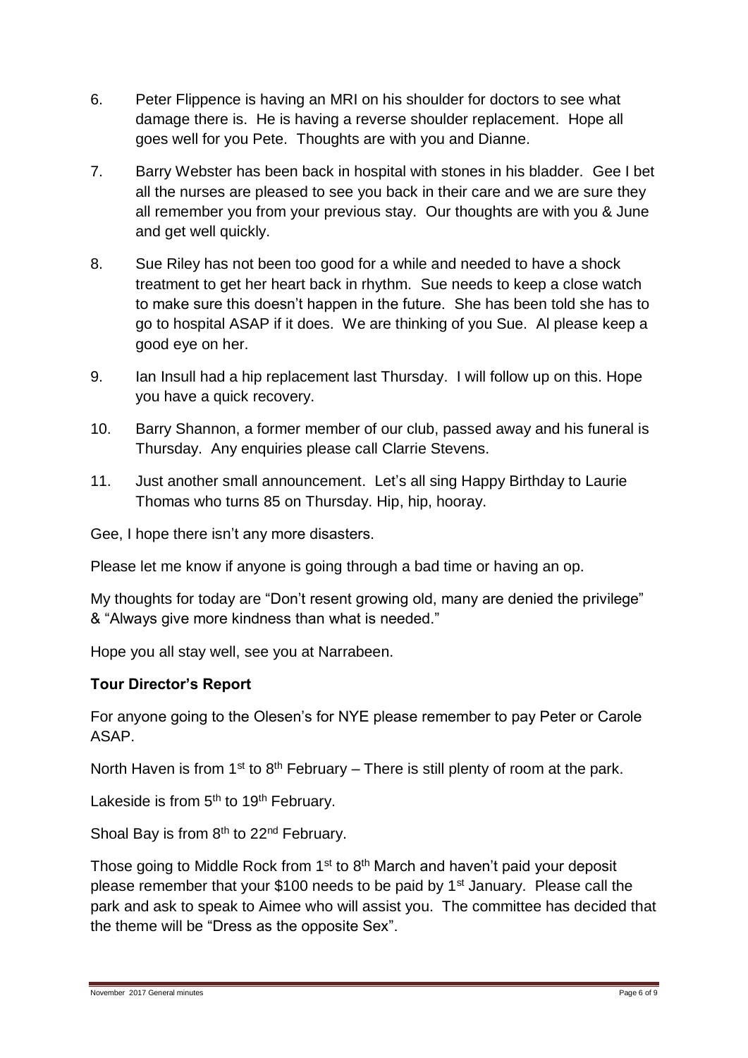6. Peter Flippence is having an MRI on his shoulder for doctors to see what damage there is. He is having a reverse shoulder replacement. Hope all goes well for you Pete. Thoughts are with you and Dianne.

7. Barry Webster has been back in hospital with stones in his bladder. Gee I bet all the nurses are pleased to see you back in their care and we are sure they all remember you from your previous stay. Our thoughts are with you & June and get well quickly.

8. Sue Riley has not been too good for a while and needed to have a shock treatment to get her heart back in rhythm. Sue needs to keep a close watch to make sure this doesn't happen in the future. She has been told she has to go to hospital ASAP if it does. We are thinking of you Sue. Al please keep a good eye on her.

9. Ian Insull had a hip replacement last Thursday. I will follow up on this. Hope you have a quick recovery.

10. Barry Shannon, a former member of our club, passed away and his funeral is Thursday. Any enquiries please call Clarrie Stevens.

11. Just another small announcement. Let's all sing Happy Birthday to Laurie Thomas who turns 85 on Thursday. Hip, hip, hooray.

Gee, I hope there isn't any more disasters.

Please let me know if anyone is going through a bad time or having an op.

My thoughts for today are "Don't resent growing old, many are denied the privilege" & "Always give more kindness than what is needed."

Hope you all stay well, see you at Narrabeen.

**Tour Director's Report**

For anyone going to the Olesen's for NYE please remember to pay Peter or Carole ASAP.

North Haven is from 1st to 8th February – There is still plenty of room at the park.

Lakeside is from 5th to 19th February.

Shoal Bay is from 8th to 22nd February.

Those going to Middle Rock from 1st to 8th March and haven't paid your deposit please remember that your $100 needs to be paid by 1st January. Please call the park and ask to speak to Aimee who will assist you. The committee has decided that the theme will be "Dress as the opposite Sex".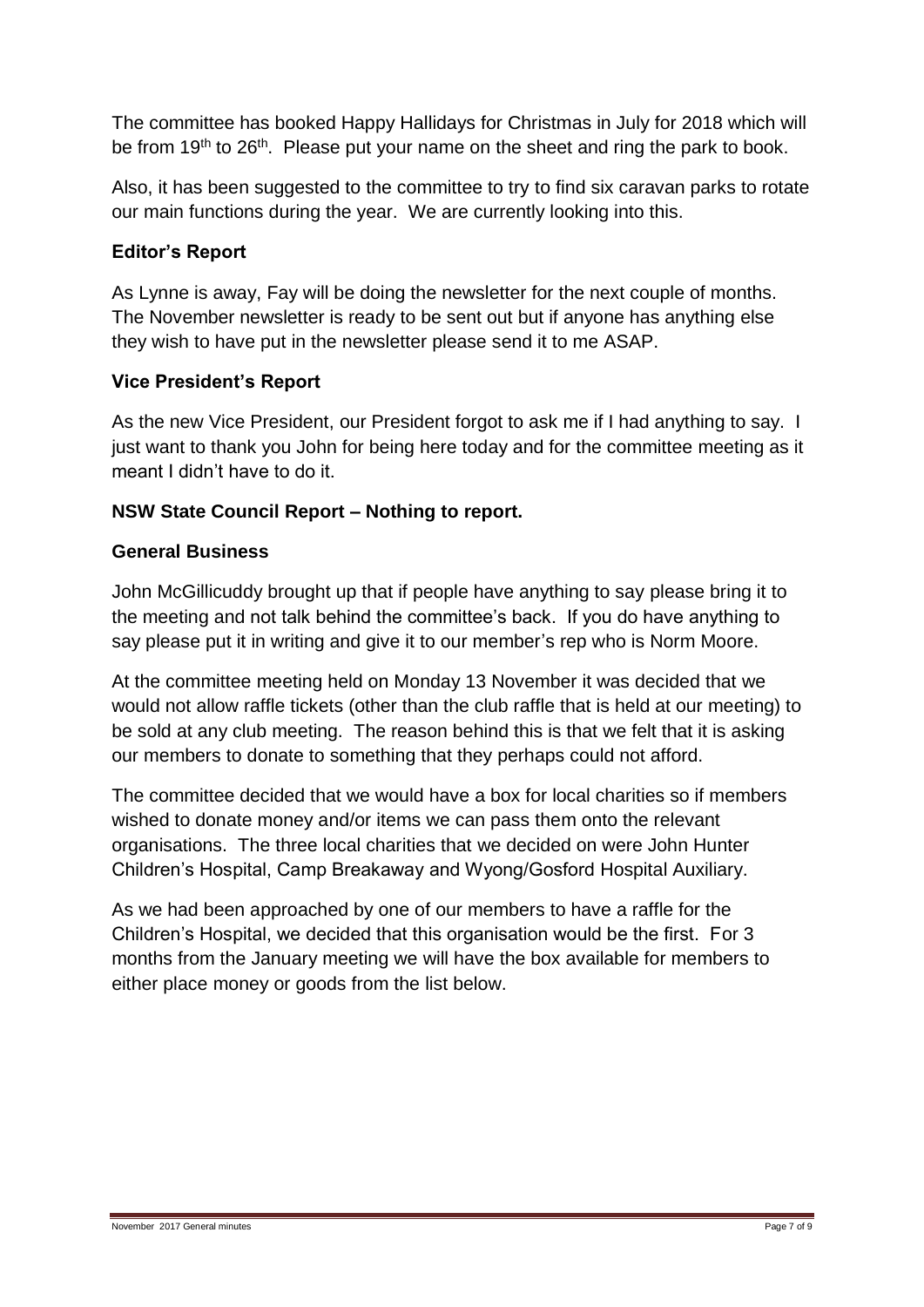The committee has booked Happy Hallidays for Christmas in July for 2018 which will be from 19th to 26th. Please put your name on the sheet and ring the park to book.

Also, it has been suggested to the committee to try to find six caravan parks to rotate our main functions during the year. We are currently looking into this.

**Editor's Report**

As Lynne is away, Fay will be doing the newsletter for the next couple of months. The November newsletter is ready to be sent out but if anyone has anything else they wish to have put in the newsletter please send it to me ASAP.

**Vice President's Report**

As the new Vice President, our President forgot to ask me if I had anything to say. I just want to thank you John for being here today and for the committee meeting as it meant I didn't have to do it.

**NSW State Council Report – Nothing to report.**

**General Business**

John McGillicuddy brought up that if people have anything to say please bring it to the meeting and not talk behind the committee's back. If you do have anything to say please put it in writing and give it to our member's rep who is Norm Moore.

At the committee meeting held on Monday 13 November it was decided that we would not allow raffle tickets (other than the club raffle that is held at our meeting) to be sold at any club meeting. The reason behind this is that we felt that it is asking our members to donate to something that they perhaps could not afford.

The committee decided that we would have a box for local charities so if members wished to donate money and/or items we can pass them onto the relevant organisations. The three local charities that we decided on were John Hunter Children's Hospital, Camp Breakaway and Wyong/Gosford Hospital Auxiliary.

As we had been approached by one of our members to have a raffle for the Children's Hospital, we decided that this organisation would be the first. For 3 months from the January meeting we will have the box available for members to either place money or goods from the list below.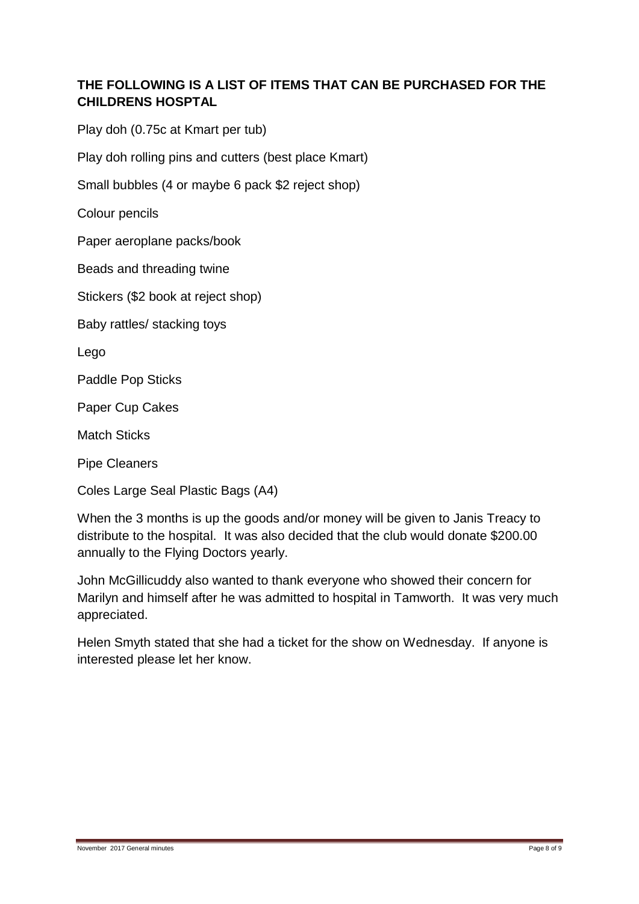**THE FOLLOWING IS A LIST OF ITEMS THAT CAN BE PURCHASED FOR THE CHILDRENS HOSPTAL**

Play doh (0.75c at Kmart per tub)

Play doh rolling pins and cutters (best place Kmart)

Small bubbles (4 or maybe 6 pack $2 reject shop)

Colour pencils

Paper aeroplane packs/book

Beads and threading twine

Stickers ($2 book at reject shop)

Baby rattles/ stacking toys

Lego

Paddle Pop Sticks

Paper Cup Cakes

Match Sticks

Pipe Cleaners

Coles Large Seal Plastic Bags (A4)

When the 3 months is up the goods and/or money will be given to Janis Treacy to distribute to the hospital. It was also decided that the club would donate $200.00 annually to the Flying Doctors yearly.

John McGillicuddy also wanted to thank everyone who showed their concern for Marilyn and himself after he was admitted to hospital in Tamworth. It was very much appreciated.

Helen Smyth stated that she had a ticket for the show on Wednesday. If anyone is interested please let her know.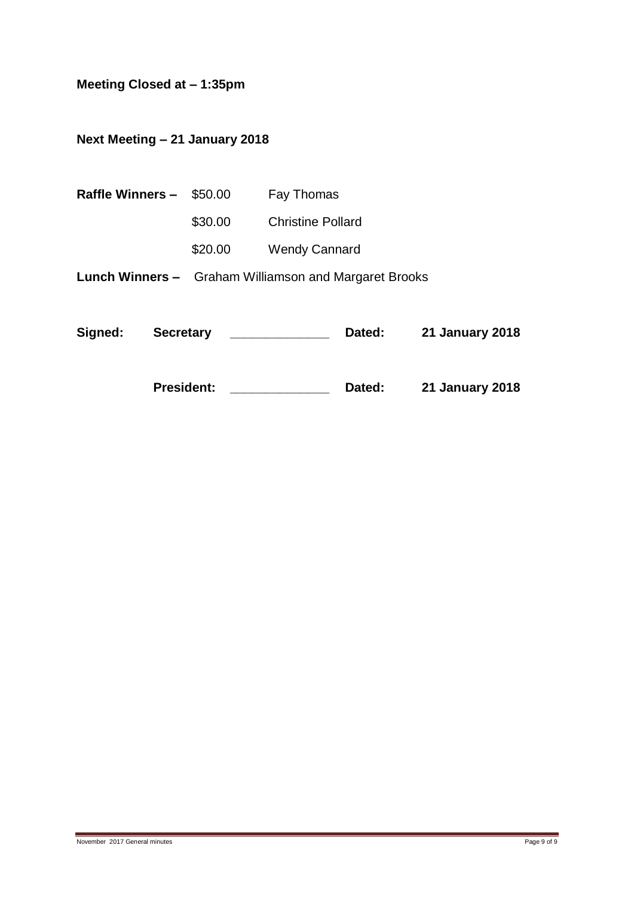**Meeting Closed at – 1:35pm**

**Next Meeting – 21 January 2018**

| | | |
|---|---|---|
| **Raffle Winners –** | $50.00 | Fay Thomas |
| | $30.00 | Christine Pollard |
| | $20.00 | Wendy Cannard |

**Lunch Winners –** Graham Williamson and Margaret Brooks

| | | | | |
|---|---|---|---|---|
| **Signed:** | **Secretary** | _____________ | **Dated:** | **21 January 2018** |
| | **President:** | _____________ | **Dated:** | **21 January 2018** |